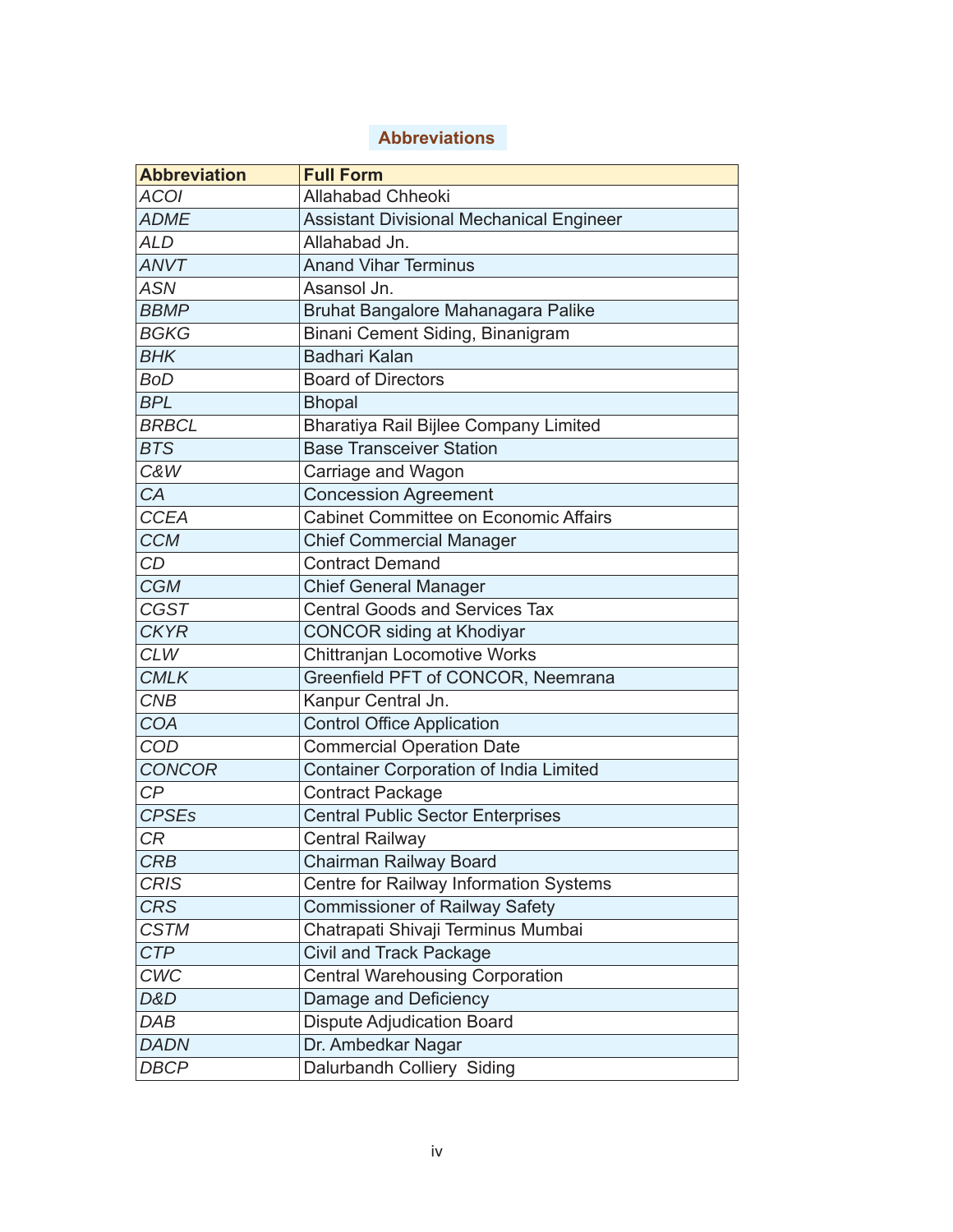## Abbreviations

| Abbreviation | Full Form |
|---|---|
| *ACOI* | Allahabad Chheoki |
| *ADME* | Assistant Divisional Mechanical Engineer |
| *ALD* | Allahabad Jn. |
| *ANVT* | Anand Vihar Terminus |
| *ASN* | Asansol Jn. |
| *BBMP* | Bruhat Bangalore Mahanagara Palike |
| *BGKG* | Binani Cement Siding, Binanigram |
| *BHK* | Badhari Kalan |
| *BoD* | Board of Directors |
| *BPL* | Bhopal |
| *BRBCL* | Bharatiya Rail Bijlee Company Limited |
| *BTS* | Base Transceiver Station |
| *C&W* | Carriage and Wagon |
| *CA* | Concession Agreement |
| *CCEA* | Cabinet Committee on Economic Affairs |
| *CCM* | Chief Commercial Manager |
| *CD* | Contract Demand |
| *CGM* | Chief General Manager |
| *CGST* | Central Goods and Services Tax |
| *CKYR* | CONCOR siding at Khodiyar |
| *CLW* | Chittranjan Locomotive Works |
| *CMLK* | Greenfield PFT of CONCOR, Neemrana |
| *CNB* | Kanpur Central Jn. |
| *COA* | Control Office Application |
| *COD* | Commercial Operation Date |
| *CONCOR* | Container Corporation of India Limited |
| *CP* | Contract Package |
| *CPSEs* | Central Public Sector Enterprises |
| *CR* | Central Railway |
| *CRB* | Chairman Railway Board |
| *CRIS* | Centre for Railway Information Systems |
| *CRS* | Commissioner of Railway Safety |
| *CSTM* | Chatrapati Shivaji Terminus Mumbai |
| *CTP* | Civil and Track Package |
| *CWC* | Central Warehousing Corporation |
| *D&D* | Damage and Deficiency |
| *DAB* | Dispute Adjudication Board |
| *DADN* | Dr. Ambedkar Nagar |
| *DBCP* | Dalurbandh Colliery Siding |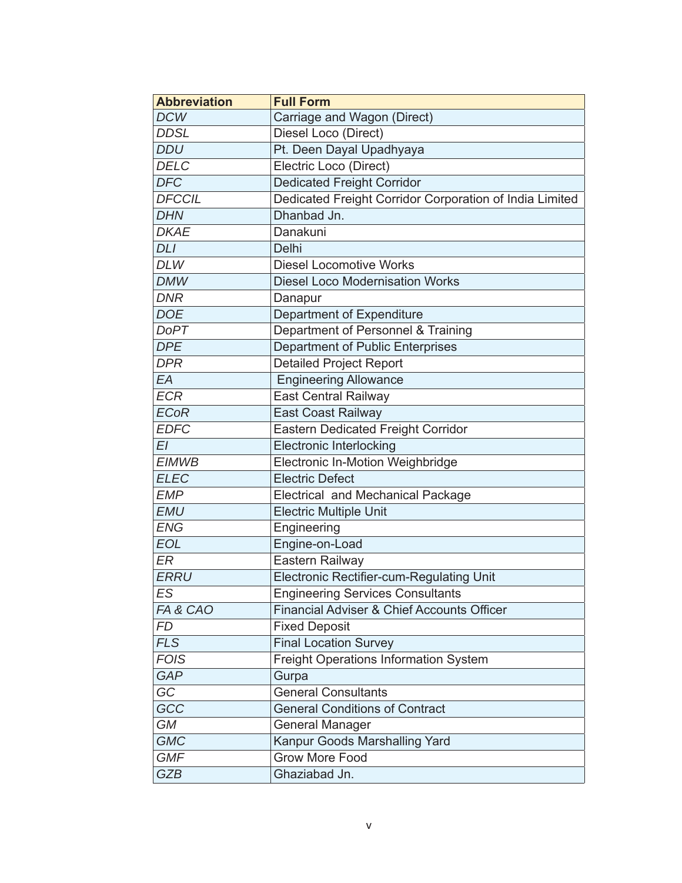| Abbreviation | Full Form |
| --- | --- |
| *DCW* | Carriage and Wagon (Direct) |
| *DDSL* | Diesel Loco (Direct) |
| *DDU* | Pt. Deen Dayal Upadhyaya |
| *DELC* | Electric Loco (Direct) |
| *DFC* | Dedicated Freight Corridor |
| *DFCCIL* | Dedicated Freight Corridor Corporation of India Limited |
| *DHN* | Dhanbad Jn. |
| *DKAE* | Danakuni |
| *DLI* | Delhi |
| *DLW* | Diesel Locomotive Works |
| *DMW* | Diesel Loco Modernisation Works |
| *DNR* | Danapur |
| *DOE* | Department of Expenditure |
| *DoPT* | Department of Personnel & Training |
| *DPE* | Department of Public Enterprises |
| *DPR* | Detailed Project Report |
| *EA* | Engineering Allowance |
| *ECR* | East Central Railway |
| *ECoR* | East Coast Railway |
| *EDFC* | Eastern Dedicated Freight Corridor |
| *EI* | Electronic Interlocking |
| *EIMWB* | Electronic In-Motion Weighbridge |
| *ELEC* | Electric Defect |
| *EMP* | Electrical and Mechanical Package |
| *EMU* | Electric Multiple Unit |
| *ENG* | Engineering |
| *EOL* | Engine-on-Load |
| *ER* | Eastern Railway |
| *ERRU* | Electronic Rectifier-cum-Regulating Unit |
| *ES* | Engineering Services Consultants |
| *FA & CAO* | Financial Adviser & Chief Accounts Officer |
| *FD* | Fixed Deposit |
| *FLS* | Final Location Survey |
| *FOIS* | Freight Operations Information System |
| *GAP* | Gurpa |
| *GC* | General Consultants |
| *GCC* | General Conditions of Contract |
| *GM* | General Manager |
| *GMC* | Kanpur Goods Marshalling Yard |
| *GMF* | Grow More Food |
| *GZB* | Ghaziabad Jn. |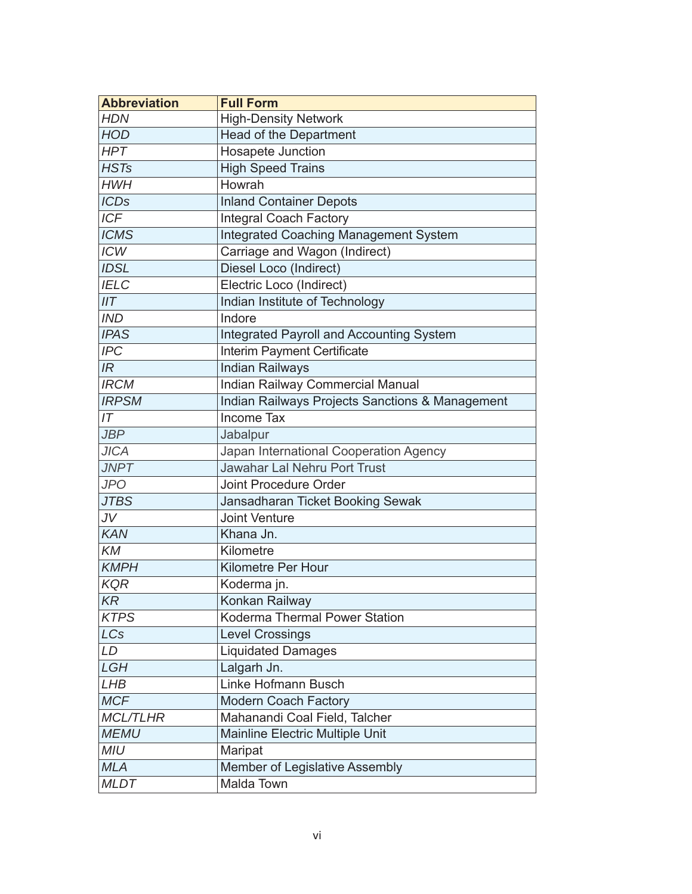| Abbreviation | Full Form |
|---|---|
| *HDN* | High-Density Network |
| *HOD* | Head of the Department |
| *HPT* | Hosapete Junction |
| *HSTs* | High Speed Trains |
| *HWH* | Howrah |
| *ICDs* | Inland Container Depots |
| *ICF* | Integral Coach Factory |
| *ICMS* | Integrated Coaching Management System |
| *ICW* | Carriage and Wagon (Indirect) |
| *IDSL* | Diesel Loco (Indirect) |
| *IELC* | Electric Loco (Indirect) |
| *IIT* | Indian Institute of Technology |
| *IND* | Indore |
| *IPAS* | Integrated Payroll and Accounting System |
| *IPC* | Interim Payment Certificate |
| *IR* | Indian Railways |
| *IRCM* | Indian Railway Commercial Manual |
| *IRPSM* | Indian Railways Projects Sanctions & Management |
| *IT* | Income Tax |
| *JBP* | Jabalpur |
| *JICA* | Japan International Cooperation Agency |
| *JNPT* | Jawahar Lal Nehru Port Trust |
| *JPO* | Joint Procedure Order |
| *JTBS* | Jansadharan Ticket Booking Sewak |
| *JV* | Joint Venture |
| *KAN* | Khana Jn. |
| *KM* | Kilometre |
| *KMPH* | Kilometre Per Hour |
| *KQR* | Koderma jn. |
| *KR* | Konkan Railway |
| *KTPS* | Koderma Thermal Power Station |
| *LCs* | Level Crossings |
| *LD* | Liquidated Damages |
| *LGH* | Lalgarh Jn. |
| *LHB* | Linke Hofmann Busch |
| *MCF* | Modern Coach Factory |
| *MCL/TLHR* | Mahanandi Coal Field, Talcher |
| *MEMU* | Mainline Electric Multiple Unit |
| *MIU* | Maripat |
| *MLA* | Member of Legislative Assembly |
| *MLDT* | Malda Town |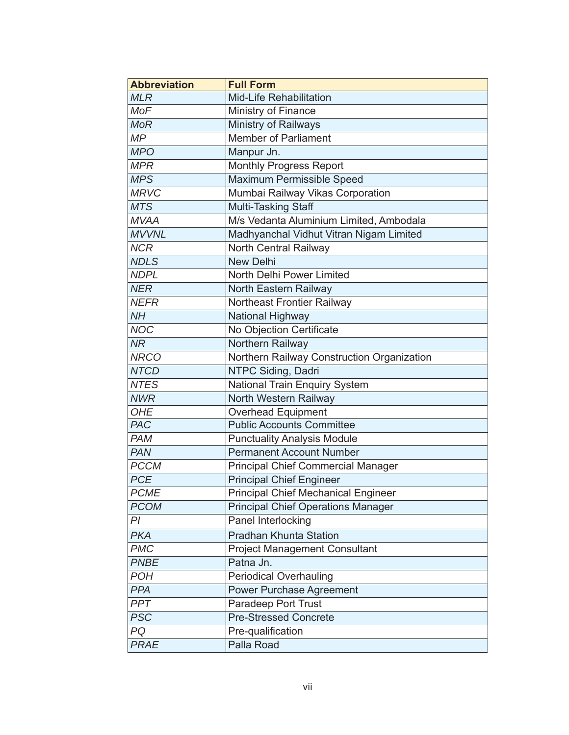| Abbreviation | Full Form |
|---|---|
| *MLR* | Mid-Life Rehabilitation |
| *MoF* | Ministry of Finance |
| *MoR* | Ministry of Railways |
| *MP* | Member of Parliament |
| *MPO* | Manpur Jn. |
| *MPR* | Monthly Progress Report |
| *MPS* | Maximum Permissible Speed |
| *MRVC* | Mumbai Railway Vikas Corporation |
| *MTS* | Multi-Tasking Staff |
| *MVAA* | M/s Vedanta Aluminium Limited, Ambodala |
| *MVVNL* | Madhyanchal Vidhut Vitran Nigam Limited |
| *NCR* | North Central Railway |
| *NDLS* | New Delhi |
| *NDPL* | North Delhi Power Limited |
| *NER* | North Eastern Railway |
| *NEFR* | Northeast Frontier Railway |
| *NH* | National Highway |
| *NOC* | No Objection Certificate |
| *NR* | Northern Railway |
| *NRCO* | Northern Railway Construction Organization |
| *NTCD* | NTPC Siding, Dadri |
| *NTES* | National Train Enquiry System |
| *NWR* | North Western Railway |
| *OHE* | Overhead Equipment |
| *PAC* | Public Accounts Committee |
| *PAM* | Punctuality Analysis Module |
| *PAN* | Permanent Account Number |
| *PCCM* | Principal Chief Commercial Manager |
| *PCE* | Principal Chief Engineer |
| *PCME* | Principal Chief Mechanical Engineer |
| *PCOM* | Principal Chief Operations Manager |
| *PI* | Panel Interlocking |
| *PKA* | Pradhan Khunta Station |
| *PMC* | Project Management Consultant |
| *PNBE* | Patna Jn. |
| *POH* | Periodical Overhauling |
| *PPA* | Power Purchase Agreement |
| *PPT* | Paradeep Port Trust |
| *PSC* | Pre-Stressed Concrete |
| *PQ* | Pre-qualification |
| *PRAE* | Palla Road |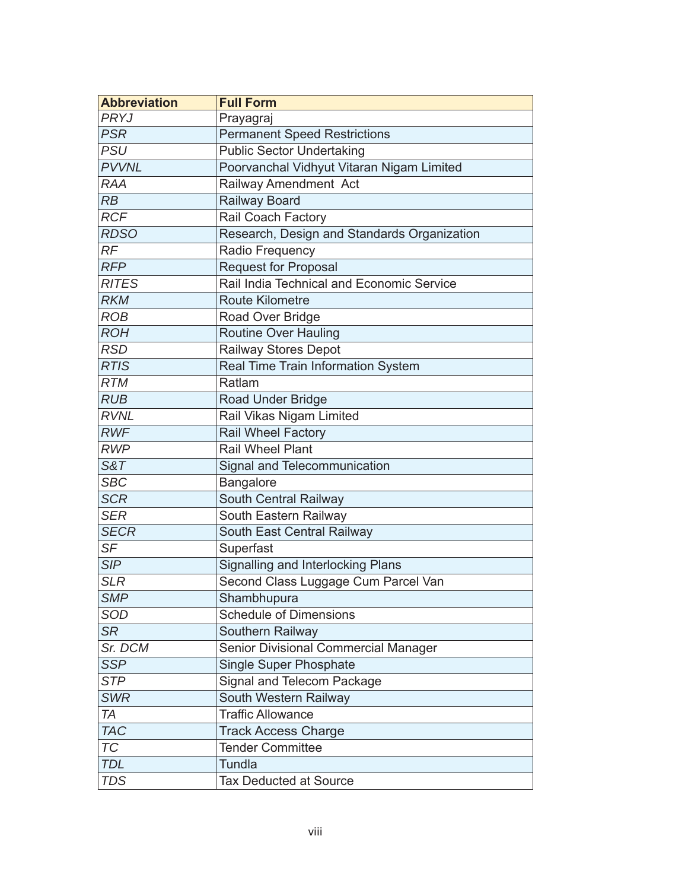| Abbreviation | Full Form |
|---|---|
| *PRYJ* | Prayagraj |
| *PSR* | Permanent Speed Restrictions |
| *PSU* | Public Sector Undertaking |
| *PVVNL* | Poorvanchal Vidhyut Vitaran Nigam Limited |
| *RAA* | Railway Amendment Act |
| *RB* | Railway Board |
| *RCF* | Rail Coach Factory |
| *RDSO* | Research, Design and Standards Organization |
| *RF* | Radio Frequency |
| *RFP* | Request for Proposal |
| *RITES* | Rail India Technical and Economic Service |
| *RKM* | Route Kilometre |
| *ROB* | Road Over Bridge |
| *ROH* | Routine Over Hauling |
| *RSD* | Railway Stores Depot |
| *RTIS* | Real Time Train Information System |
| *RTM* | Ratlam |
| *RUB* | Road Under Bridge |
| *RVNL* | Rail Vikas Nigam Limited |
| *RWF* | Rail Wheel Factory |
| *RWP* | Rail Wheel Plant |
| *S&T* | Signal and Telecommunication |
| *SBC* | Bangalore |
| *SCR* | South Central Railway |
| *SER* | South Eastern Railway |
| *SECR* | South East Central Railway |
| *SF* | Superfast |
| *SIP* | Signalling and Interlocking Plans |
| *SLR* | Second Class Luggage Cum Parcel Van |
| *SMP* | Shambhupura |
| *SOD* | Schedule of Dimensions |
| *SR* | Southern Railway |
| *Sr. DCM* | Senior Divisional Commercial Manager |
| *SSP* | Single Super Phosphate |
| *STP* | Signal and Telecom Package |
| *SWR* | South Western Railway |
| *TA* | Traffic Allowance |
| *TAC* | Track Access Charge |
| *TC* | Tender Committee |
| *TDL* | Tundla |
| *TDS* | Tax Deducted at Source |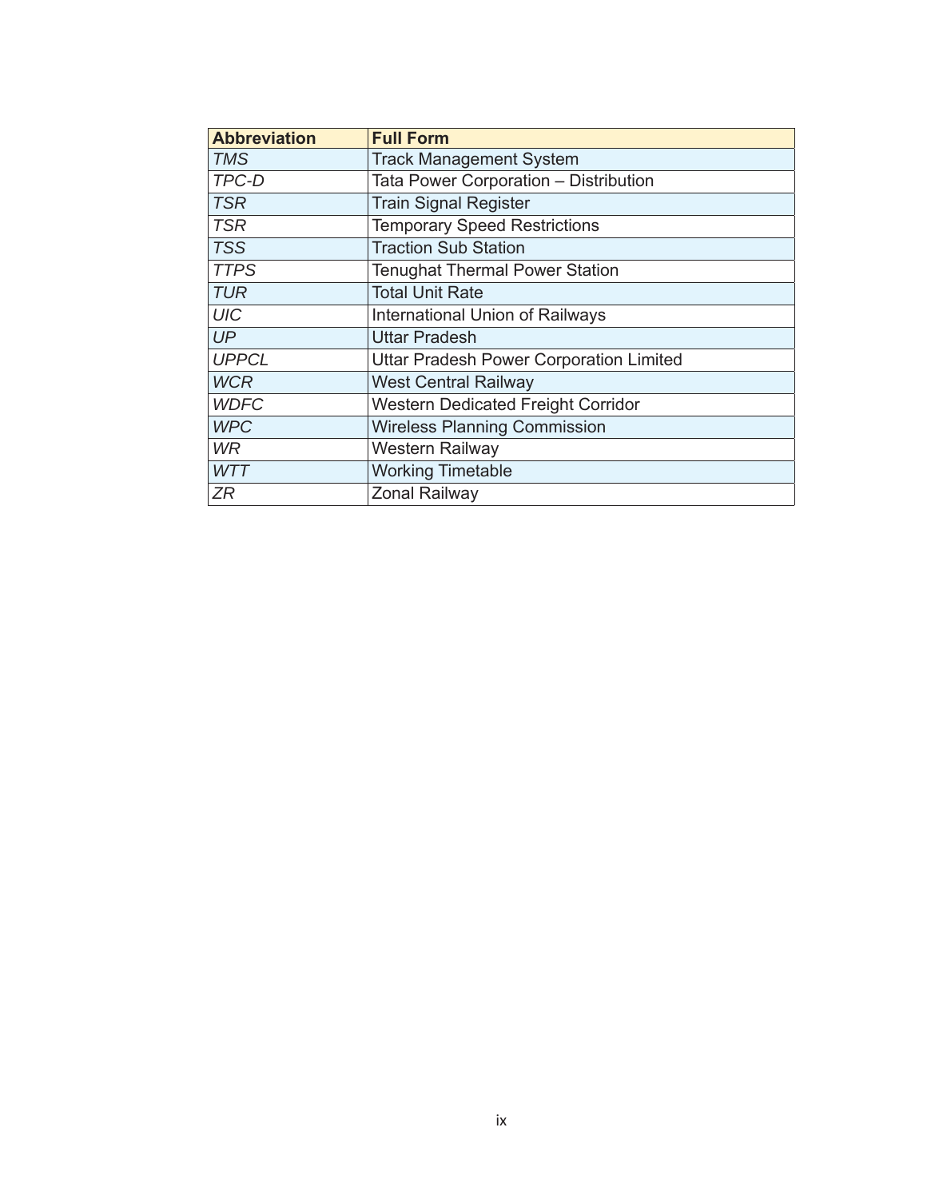| Abbreviation | Full Form |
|---|---|
| *TMS* | Track Management System |
| *TPC-D* | Tata Power Corporation – Distribution |
| *TSR* | Train Signal Register |
| *TSR* | Temporary Speed Restrictions |
| *TSS* | Traction Sub Station |
| *TTPS* | Tenughat Thermal Power Station |
| *TUR* | Total Unit Rate |
| *UIC* | International Union of Railways |
| *UP* | Uttar Pradesh |
| *UPPCL* | Uttar Pradesh Power Corporation Limited |
| *WCR* | West Central Railway |
| *WDFC* | Western Dedicated Freight Corridor |
| *WPC* | Wireless Planning Commission |
| *WR* | Western Railway |
| *WTT* | Working Timetable |
| *ZR* | Zonal Railway |